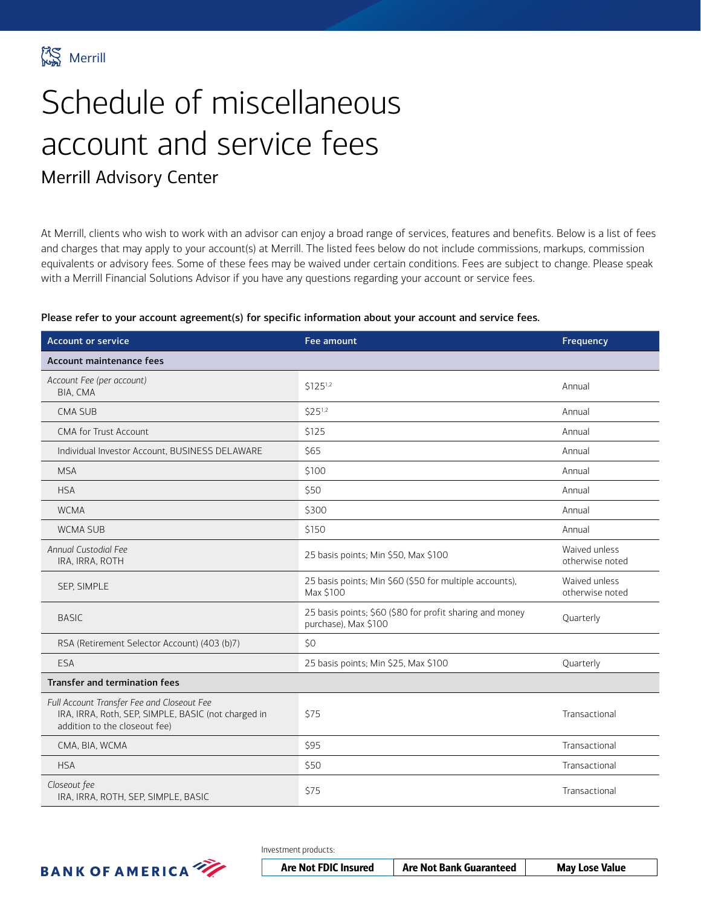Merrill

# Schedule of miscellaneous account and service fees

## Merrill Advisory Center

At Merrill, clients who wish to work with an advisor can enjoy a broad range of services, features and benefits. Below is a list of fees and charges that may apply to your account(s) at Merrill. The listed fees below do not include commissions, markups, commission equivalents or advisory fees. Some of these fees may be waived under certain conditions. Fees are subject to change. Please speak with a Merrill Financial Solutions Advisor if you have any questions regarding your account or service fees.

**Please refer to your account agreement(s) for specific information about your account and service fees.**

| Account or service | Fee amount | Frequency |
|---|---|---|
| **Account maintenance fees** | | |
| *Account Fee (per account)* BIA, CMA | $125[1,2] | Annual |
| CMA SUB | $25[1,2] | Annual |
| CMA for Trust Account | $125 | Annual |
| Individual Investor Account, BUSINESS DELAWARE | $65 | Annual |
| MSA | $100 | Annual |
| HSA | $50 | Annual |
| WCMA | $300 | Annual |
| WCMA SUB | $150 | Annual |
| *Annual Custodial Fee* IRA, IRRA, ROTH | 25 basis points; Min $50, Max $100 | Waived unless otherwise noted |
| SEP, SIMPLE | 25 basis points; Min $60 ($50 for multiple accounts), Max $100 | Waived unless otherwise noted |
| BASIC | 25 basis points; $60 ($80 for profit sharing and money purchase), Max $100 | Quarterly |
| RSA (Retirement Selector Account) (403 (b)7) | $0 | |
| ESA | 25 basis points; Min $25, Max $100 | Quarterly |
| **Transfer and termination fees** | | |
| *Full Account Transfer Fee and Closeout Fee* IRA, IRRA, Roth, SEP, SIMPLE, BASIC (not charged in addition to the closeout fee) | $75 | Transactional |
| CMA, BIA, WCMA | $95 | Transactional |
| HSA | $50 | Transactional |
| *Closeout fee* IRA, IRRA, ROTH, SEP, SIMPLE, BASIC | $75 | Transactional |

BANK OF AMERICA

Investment products:

| Are Not FDIC Insured | Are Not Bank Guaranteed | May Lose Value |
|---|---|---|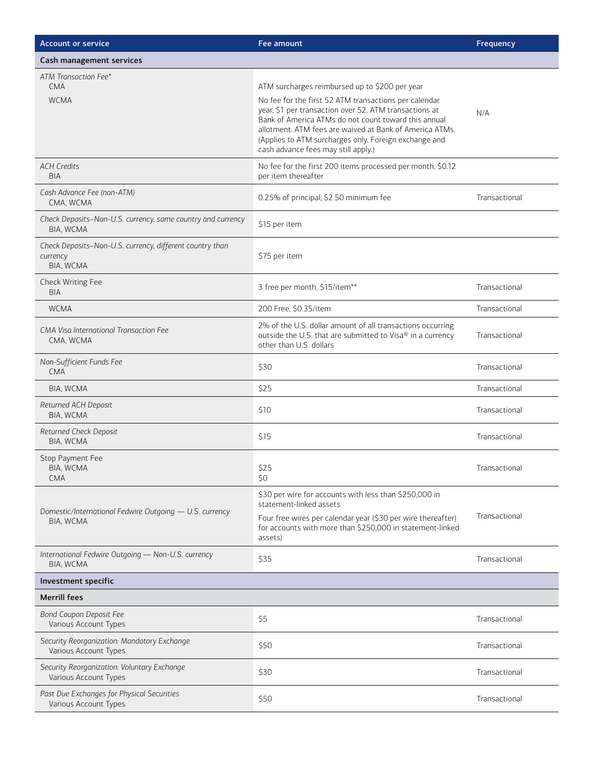| Account or service | Fee amount | Frequency |
|---|---|---|
| **Cash management services** | | |
| *ATM Transaction Fee** <br>CMA<br>WCMA | ATM surcharges reimbursed up to $200 per year<br>No fee for the first 52 ATM transactions per calendar year, $1 per transaction over 52. ATM transactions at Bank of America ATMs do not count toward this annual allotment. ATM fees are waived at Bank of America ATMs. (Applies to ATM surcharges only. Foreign exchange and cash advance fees may still apply.) | N/A |
| *ACH Credits*<br>BIA | No fee for the first 200 items processed per month, $0.12 per item thereafter | |
| *Cash Advance Fee (non-ATM)*<br>CMA, WCMA | 0.25% of principal; $2.50 minimum fee | Transactional |
| *Check Deposits–Non-U.S. currency, same country and currency*<br>BIA, WCMA | $15 per item | |
| *Check Deposits–Non-U.S. currency, different country than currency*<br>BIA, WCMA | $75 per item | |
| Check Writing Fee<br>BIA | 3 free per month, $15/item** | Transactional |
| WCMA | 200 Free, $0.35/item | Transactional |
| *CMA Visa International Transaction Fee*<br>CMA, WCMA | 2% of the U.S. dollar amount of all transactions occurring outside the U.S. that are submitted to Visa® in a currency other than U.S. dollars | Transactional |
| *Non-Sufficient Funds Fee*<br>CMA | $30 | Transactional |
| BIA, WCMA | $25 | Transactional |
| *Returned ACH Deposit*<br>BIA, WCMA | $10 | Transactional |
| *Returned Check Deposit*<br>BIA, WCMA | $15 | Transactional |
| Stop Payment Fee<br>BIA, WCMA<br>CMA | $25<br>$0 | Transactional |
| *Domestic/International Fedwire Outgoing — U.S. currency*<br>BIA, WCMA | $30 per wire for accounts with less than $250,000 in statement-linked assets<br>Four free wires per calendar year ($30 per wire thereafter) for accounts with more than $250,000 in statement-linked assets) | Transactional |
| *International Fedwire Outgoing — Non-U.S. currency*<br>BIA, WCMA | $35 | Transactional |
| **Investment specific** | | |
| **Merrill fees** | | |
| *Bond Coupon Deposit Fee*<br>Various Account Types | $5 | Transactional |
| *Security Reorganization: Mandatory Exchange*<br>Various Account Types | $50 | Transactional |
| *Security Reorganization: Voluntary Exchange*<br>Various Account Types | $30 | Transactional |
| *Past Due Exchanges for Physical Securities*<br>Various Account Types | $50 | Transactional |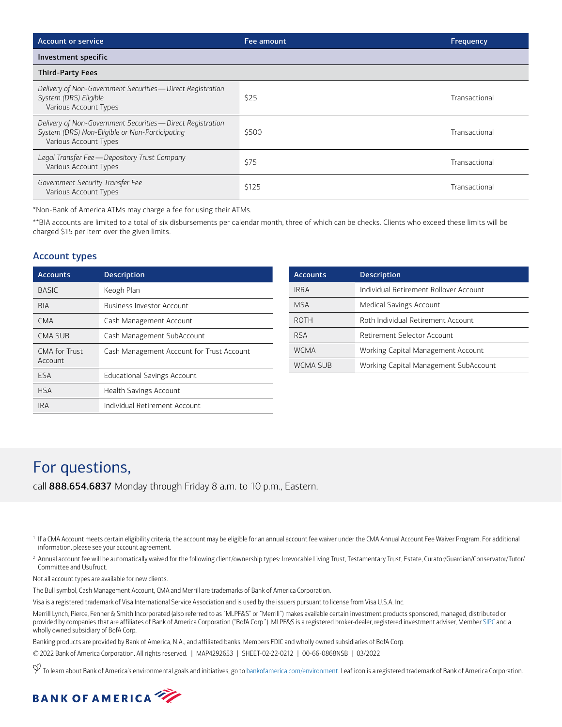| Account or service | Fee amount | Frequency |
|---|---|---|
| **Investment specific** | | |
| **Third-Party Fees** | | |
| *Delivery of Non-Government Securities — Direct Registration System (DRS) Eligible* Various Account Types | $25 | Transactional |
| *Delivery of Non-Government Securities — Direct Registration System (DRS) Non-Eligible or Non-Participating* Various Account Types | $500 | Transactional |
| *Legal Transfer Fee — Depository Trust Company* Various Account Types | $75 | Transactional |
| *Government Security Transfer Fee* Various Account Types | $125 | Transactional |

*Non-Bank of America ATMs may charge a fee for using their ATMs.

**BIA accounts are limited to a total of six disbursements per calendar month, three of which can be checks. Clients who exceed these limits will be charged $15 per item over the given limits.

## Account types

| Accounts | Description |
|---|---|
| BASIC | Keogh Plan |
| BIA | Business Investor Account |
| CMA | Cash Management Account |
| CMA SUB | Cash Management SubAccount |
| CMA for Trust Account | Cash Management Account for Trust Account |
| ESA | Educational Savings Account |
| HSA | Health Savings Account |
| IRA | Individual Retirement Account |
| IRRA | Individual Retirement Rollover Account |
| MSA | Medical Savings Account |
| ROTH | Roth Individual Retirement Account |
| RSA | Retirement Selector Account |
| WCMA | Working Capital Management Account |
| WCMA SUB | Working Capital Management SubAccount |

## For questions,

call **888.654.6837** Monday through Friday 8 a.m. to 10 p.m., Eastern.

[1] If a CMA Account meets certain eligibility criteria, the account may be eligible for an annual account fee waiver under the CMA Annual Account Fee Waiver Program. For additional information, please see your account agreement.

[2] Annual account fee will be automatically waived for the following client/ownership types: Irrevocable Living Trust, Testamentary Trust, Estate, Curator/Guardian/Conservator/Tutor/Committee and Usufruct.

Not all account types are available for new clients.

The Bull symbol, Cash Management Account, CMA and Merrill are trademarks of Bank of America Corporation.

Visa is a registered trademark of Visa International Service Association and is used by the issuers pursuant to license from Visa U.S.A. Inc.

Merrill Lynch, Pierce, Fenner & Smith Incorporated (also referred to as "MLPF&S" or "Merrill") makes available certain investment products sponsored, managed, distributed or provided by companies that are affiliates of Bank of America Corporation ("BofA Corp."). MLPF&S is a registered broker-dealer, registered investment adviser, Member SIPC and a wholly owned subsidiary of BofA Corp.

Banking products are provided by Bank of America, N.A., and affiliated banks, Members FDIC and wholly owned subsidiaries of BofA Corp.

© 2022 Bank of America Corporation. All rights reserved. | MAP4292653 | SHEET-02-22-0212 | 00-66-0868NSB | 03/2022

To learn about Bank of America's environmental goals and initiatives, go to bankofamerica.com/environment. Leaf icon is a registered trademark of Bank of America Corporation.

BANK OF AMERICA